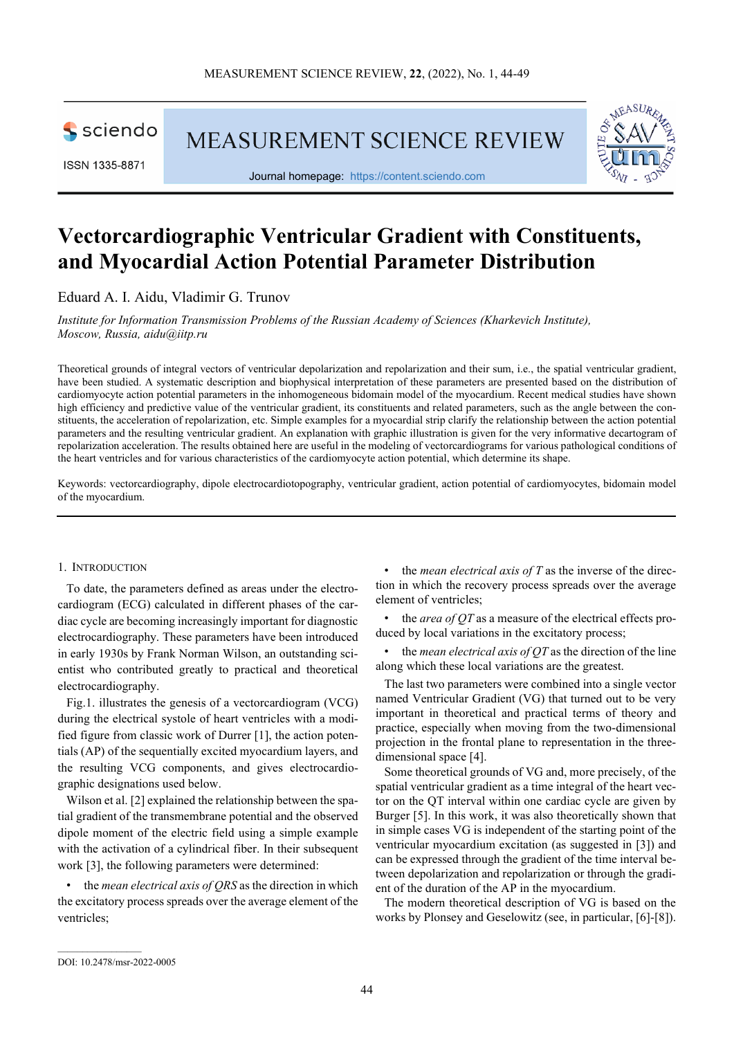# Vectorcardiographic Ventricular Gradient with Constituents, and Myocardial Action Potential Parameter Distribution

Eduard A. I. Aidu, Vladimir G. Trunov

*Institute for Information Transmission Problems of the Russian Academy of Sciences (Kharkevich Institute), Moscow, Russia, aidu@iitp.ru*

Theoretical grounds of integral vectors of ventricular depolarization and repolarization and their sum, i.e., the spatial ventricular gradient, have been studied. A systematic description and biophysical interpretation of these parameters are presented based on the distribution of cardiomyocyte action potential parameters in the inhomogeneous bidomain model of the myocardium. Recent medical studies have shown high efficiency and predictive value of the ventricular gradient, its constituents and related parameters, such as the angle between the constituents, the acceleration of repolarization, etc. Simple examples for a myocardial strip clarify the relationship between the action potential parameters and the resulting ventricular gradient. An explanation with graphic illustration is given for the very informative decartogram of repolarization acceleration. The results obtained here are useful in the modeling of vectorcardiograms for various pathological conditions of the heart ventricles and for various characteristics of the cardiomyocyte action potential, which determine its shape.

Keywords: vectorcardiography, dipole electrocardiotopography, ventricular gradient, action potential of cardiomyocytes, bidomain model of the myocardium.

## 1. Introduction

To date, the parameters defined as areas under the electrocardiogram (ECG) calculated in different phases of the cardiac cycle are becoming increasingly important for diagnostic electrocardiography. These parameters have been introduced in early 1930s by Frank Norman Wilson, an outstanding scientist who contributed greatly to practical and theoretical electrocardiography.

Fig.1. illustrates the genesis of a vectorcardiogram (VCG) during the electrical systole of heart ventricles with a modified figure from classic work of Durrer [1], the action potentials (AP) of the sequentially excited myocardium layers, and the resulting VCG components, and gives electrocardiographic designations used below.

Wilson et al. [2] explained the relationship between the spatial gradient of the transmembrane potential and the observed dipole moment of the electric field using a simple example with the activation of a cylindrical fiber. In their subsequent work [3], the following parameters were determined:

- the *mean electrical axis of QRS* as the direction in which the excitatory process spreads over the average element of the ventricles;
- the *mean electrical axis of T* as the inverse of the direction in which the recovery process spreads over the average element of ventricles;
- the *area of QT* as a measure of the electrical effects produced by local variations in the excitatory process;
- the *mean electrical axis of QT* as the direction of the line along which these local variations are the greatest.

The last two parameters were combined into a single vector named Ventricular Gradient (VG) that turned out to be very important in theoretical and practical terms of theory and practice, especially when moving from the two-dimensional projection in the frontal plane to representation in the three-dimensional space [4].

Some theoretical grounds of VG and, more precisely, of the spatial ventricular gradient as a time integral of the heart vector on the QT interval within one cardiac cycle are given by Burger [5]. In this work, it was also theoretically shown that in simple cases VG is independent of the starting point of the ventricular myocardium excitation (as suggested in [3]) and can be expressed through the gradient of the time interval between depolarization and repolarization or through the gradient of the duration of the AP in the myocardium.

The modern theoretical description of VG is based on the works by Plonsey and Geselowitz (see, in particular, [6]-[8]).

DOI: 10.2478/msr-2022-0005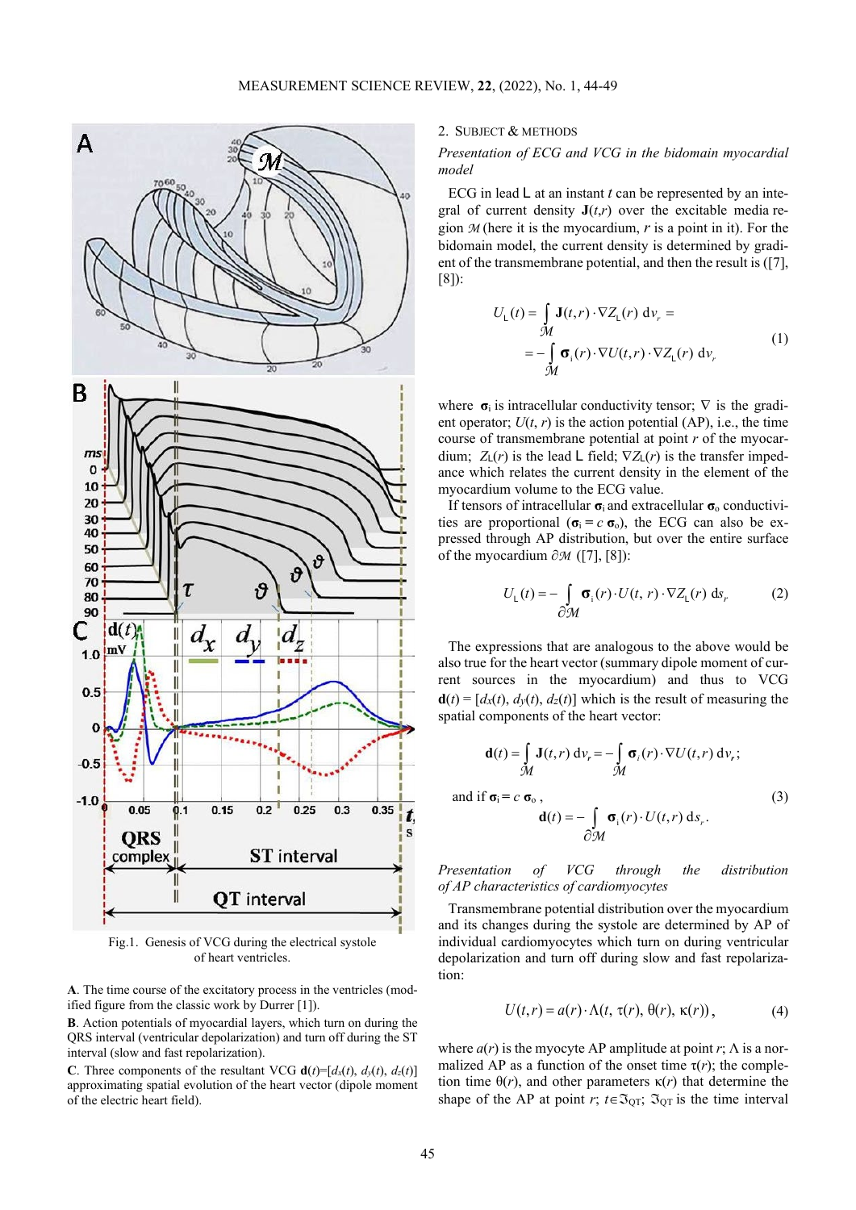Fig.1. Genesis of VCG during the electrical systole of heart ventricles.

**A**. The time course of the excitatory process in the ventricles (modified figure from the classic work by Durrer [1]).

**B**. Action potentials of myocardial layers, which turn on during the QRS interval (ventricular depolarization) and turn off during the ST interval (slow and fast repolarization).

**C**. Three components of the resultant VCG $\mathbf{d}(t)=[d_x(t), d_y(t), d_z(t)]$ approximating spatial evolution of the heart vector (dipole moment of the electric heart field).

## 2. Subject & Methods

*Presentation of ECG and VCG in the bidomain myocardial model*

ECG in lead L at an instant $t$ can be represented by an integral of current density $\mathbf{J}(t,r)$ over the excitable media region $\mathcal{M}$ (here it is the myocardium, $r$ is a point in it). For the bidomain model, the current density is determined by gradient of the transmembrane potential, and then the result is ([7], [8]):

$$U_{\mathsf{L}}(t) = \int_{\mathcal{M}} \mathbf{J}(t,r) \cdot \nabla Z_{\mathsf{L}}(r)\, \mathrm{d}v_r = -\int_{\mathcal{M}} \boldsymbol{\sigma}_{\mathrm{i}}(r) \cdot \nabla U(t,r) \cdot \nabla Z_{\mathsf{L}}(r)\, \mathrm{d}v_r \tag{1}$$

where $\boldsymbol{\sigma}_{\mathrm{i}}$ is intracellular conductivity tensor; $\nabla$ is the gradient operator; $U(t, r)$ is the action potential (AP), i.e., the time course of transmembrane potential at point $r$ of the myocardium; $Z_{\mathsf{L}}(r)$ is the lead L field; $\nabla Z_{\mathsf{L}}(r)$ is the transfer impedance which relates the current density in the element of the myocardium volume to the ECG value.

If tensors of intracellular $\boldsymbol{\sigma}_{\mathrm{i}}$ and extracellular $\boldsymbol{\sigma}_{\mathrm{o}}$ conductivities are proportional ($\boldsymbol{\sigma}_{\mathrm{i}} = c\, \boldsymbol{\sigma}_{\mathrm{o}}$), the ECG can also be expressed through AP distribution, but over the entire surface of the myocardium $\partial\mathcal{M}$ ([7], [8]):

$$U_{\mathsf{L}}(t) = -\int_{\partial\mathcal{M}} \boldsymbol{\sigma}_{\mathrm{i}}(r) \cdot U(t, r) \cdot \nabla Z_{\mathsf{L}}(r)\, \mathrm{d}s_r \tag{2}$$

The expressions that are analogous to the above would be also true for the heart vector (summary dipole moment of current sources in the myocardium) and thus to VCG $\mathbf{d}(t) = [d_x(t), d_y(t), d_z(t)]$ which is the result of measuring the spatial components of the heart vector:

$$\mathbf{d}(t) = \int_{\mathcal{M}} \mathbf{J}(t,r)\, \mathrm{d}v_r = -\int_{\mathcal{M}} \boldsymbol{\sigma}_i(r) \cdot \nabla U(t,r)\, \mathrm{d}v_r;$$

and if $\boldsymbol{\sigma}_{\mathrm{i}} = c\, \boldsymbol{\sigma}_{\mathrm{o}}$,

$$\mathbf{d}(t) = -\int_{\partial\mathcal{M}} \boldsymbol{\sigma}_{\mathrm{i}}(r) \cdot U(t,r)\, \mathrm{d}s_r. \tag{3}$$

*Presentation of VCG through the distribution of AP characteristics of cardiomyocytes*

Transmembrane potential distribution over the myocardium and its changes during the systole are determined by AP of individual cardiomyocytes which turn on during ventricular depolarization and turn off during slow and fast repolarization:

$$U(t,r) = a(r) \cdot \Lambda(t,\, \tau(r),\, \theta(r),\, \kappa(r)), \tag{4}$$

where $a(r)$ is the myocyte AP amplitude at point $r$; $\Lambda$ is a normalized AP as a function of the onset time $\tau(r)$; the completion time $\theta(r)$, and other parameters $\kappa(r)$ that determine the shape of the AP at point $r$; $t \in \mathfrak{I}_{\mathrm{QT}}$; $\mathfrak{I}_{\mathrm{QT}}$ is the time interval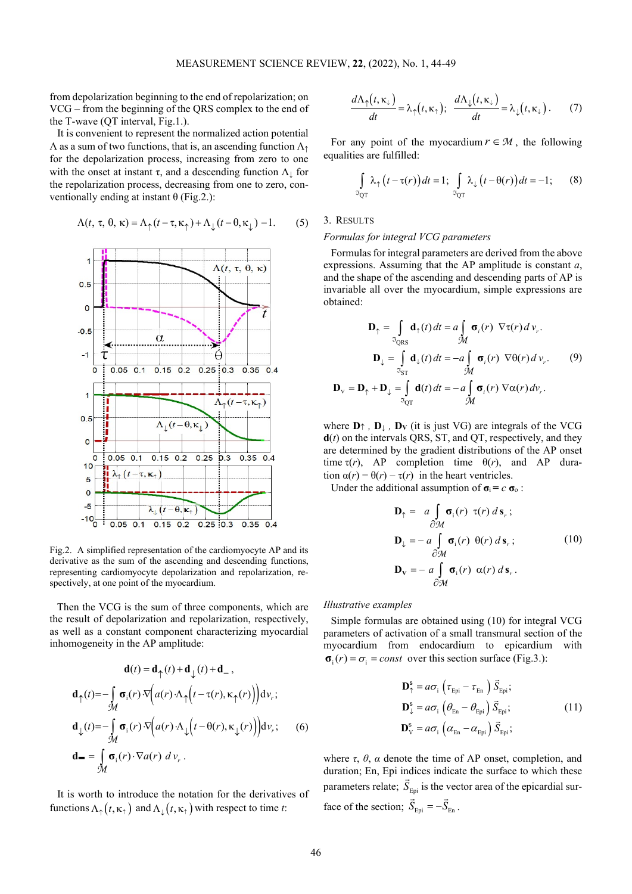from depolarization beginning to the end of repolarization; on VCG – from the beginning of the QRS complex to the end of the T-wave (QT interval, Fig.1.).

It is convenient to represent the normalized action potential $\Lambda$ as a sum of two functions, that is, an ascending function $\Lambda_\uparrow$ for the depolarization process, increasing from zero to one with the onset at instant $\tau$, and a descending function $\Lambda_\downarrow$ for the repolarization process, decreasing from one to zero, conventionally ending at instant $\theta$ (Fig.2.):

$$\Lambda(t,\ \tau,\ \theta,\ \kappa) = \Lambda_\uparrow(t-\tau,\kappa_\uparrow) + \Lambda_\downarrow(t-\theta,\kappa_\downarrow) - 1. \qquad (5)$$

Fig.2. A simplified representation of the cardiomyocyte AP and its derivative as the sum of the ascending and descending functions, representing cardiomyocyte depolarization and repolarization, respectively, at one point of the myocardium.

Then the VCG is the sum of three components, which are the result of depolarization and repolarization, respectively, as well as a constant component characterizing myocardial inhomogeneity in the AP amplitude:

$$\mathbf{d}(t) = \mathbf{d}_\uparrow(t) + \mathbf{d}_\downarrow(t) + \mathbf{d}_{-},$$

$$\mathbf{d}_\uparrow(t) = -\int_{\mathcal{M}} \boldsymbol{\sigma}_i(r)\cdot\nabla\Big(a(r)\cdot\Lambda_\uparrow\big(t-\tau(r),\kappa_\uparrow(r)\big)\Big)\mathrm{d}v_r;$$

$$\mathbf{d}_\downarrow(t) = -\int_{\mathcal{M}} \boldsymbol{\sigma}_i(r)\cdot\nabla\Big(a(r)\cdot\Lambda_\downarrow\big(t-\theta(r),\kappa_\downarrow(r)\big)\Big)\mathrm{d}v_r; \qquad (6)$$

$$\mathbf{d}_{-} = \int_{\mathcal{M}} \boldsymbol{\sigma}_i(r)\cdot\nabla a(r)\ d\,v_r\,.$$

It is worth to introduce the notation for the derivatives of functions $\Lambda_\uparrow(t,\kappa_\uparrow)$ and $\Lambda_\downarrow(t,\kappa_\uparrow)$ with respect to time $t$:

$$\frac{d\Lambda_\uparrow(t,\kappa_\downarrow)}{dt} = \lambda_\uparrow(t,\kappa_\uparrow);\quad \frac{d\Lambda_\downarrow(t,\kappa_\downarrow)}{dt} = \lambda_\downarrow(t,\kappa_\downarrow)\,. \qquad (7)$$

For any point of the myocardium $r \in \mathcal{M}$, the following equalities are fulfilled:

$$\int_{\Im_{QT}} \lambda_\uparrow\big(t-\tau(r)\big)\,dt = 1;\quad \int_{\Im_{QT}} \lambda_\downarrow\big(t-\theta(r)\big)\,dt = -1; \qquad (8)$$

## 3. Results

### *Formulas for integral VCG parameters*

Formulas for integral parameters are derived from the above expressions. Assuming that the AP amplitude is constant $a$, and the shape of the ascending and descending parts of AP is invariable all over the myocardium, simple expressions are obtained:

$$\mathbf{D}_\uparrow = \int_{\Im_{QRS}} \mathbf{d}_\uparrow(t)\,dt = a\int_{\mathcal{M}} \boldsymbol{\sigma}_i(r)\ \nabla\tau(r)\,d\,v_r.$$

$$\mathbf{D}_\downarrow = \int_{\Im_{ST}} \mathbf{d}_\downarrow(t)\,dt = -a\int_{\mathcal{M}} \boldsymbol{\sigma}_i(r)\ \nabla\theta(r)\,d\,v_r. \qquad (9)$$

$$\mathbf{D}_V = \mathbf{D}_\uparrow + \mathbf{D}_\downarrow = \int_{\Im_{QT}} \mathbf{d}(t)\,dt = -a\int_{\mathcal{M}} \boldsymbol{\sigma}_i(r)\ \nabla\alpha(r)\,dv_r\,.$$

where $\mathbf{D}_\uparrow$, $\mathbf{D}_\downarrow$, $\mathbf{D}_V$ (it is just VG) are integrals of the VCG $\mathbf{d}(t)$ on the intervals QRS, ST, and QT, respectively, and they are determined by the gradient distributions of the AP onset time $\tau(r)$, AP completion time $\theta(r)$, and AP duration $\alpha(r) = \theta(r) - \tau(r)$ in the heart ventricles.

Under the additional assumption of $\boldsymbol{\sigma}_i = c\ \boldsymbol{\sigma}_o$ :

$$\mathbf{D}_\uparrow = \ a\int_{\partial\mathcal{M}} \boldsymbol{\sigma}_i(r)\ \ \tau(r)\ d\,\mathbf{s}_r\ ;$$

$$\mathbf{D}_\downarrow = -\,a\int_{\partial\mathcal{M}} \boldsymbol{\sigma}_i(r)\ \ \theta(r)\ d\,\mathbf{s}_r\ ; \qquad (10)$$

$$\mathbf{D}_V = -\,a\int_{\partial\mathcal{M}} \boldsymbol{\sigma}_i(r)\ \ \alpha(r)\ d\,\mathbf{s}_r\,.$$

### *Illustrative examples*

Simple formulas are obtained using (10) for integral VCG parameters of activation of a small transmural section of the myocardium from endocardium to epicardium with $\boldsymbol{\sigma}_i(r) = \sigma_i = const$ over this section surface (Fig.3.):

$$\mathbf{D}^{s}_\uparrow = a\sigma_i\left(\tau_{Epi} - \tau_{En}\right)\vec{S}_{Epi};$$

$$\mathbf{D}^{s}_\downarrow = a\sigma_i\left(\theta_{En} - \theta_{Epi}\right)\vec{S}_{Epi}; \qquad (11)$$

$$\mathbf{D}^{s}_V = a\sigma_i\left(\alpha_{En} - \alpha_{Epi}\right)\vec{S}_{Epi};$$

where $\tau$, $\theta$, $\alpha$ denote the time of AP onset, completion, and duration; En, Epi indices indicate the surface to which these parameters relate; $\vec{S}_{Epi}$ is the vector area of the epicardial surface of the section; $\vec{S}_{Epi} = -\vec{S}_{En}$.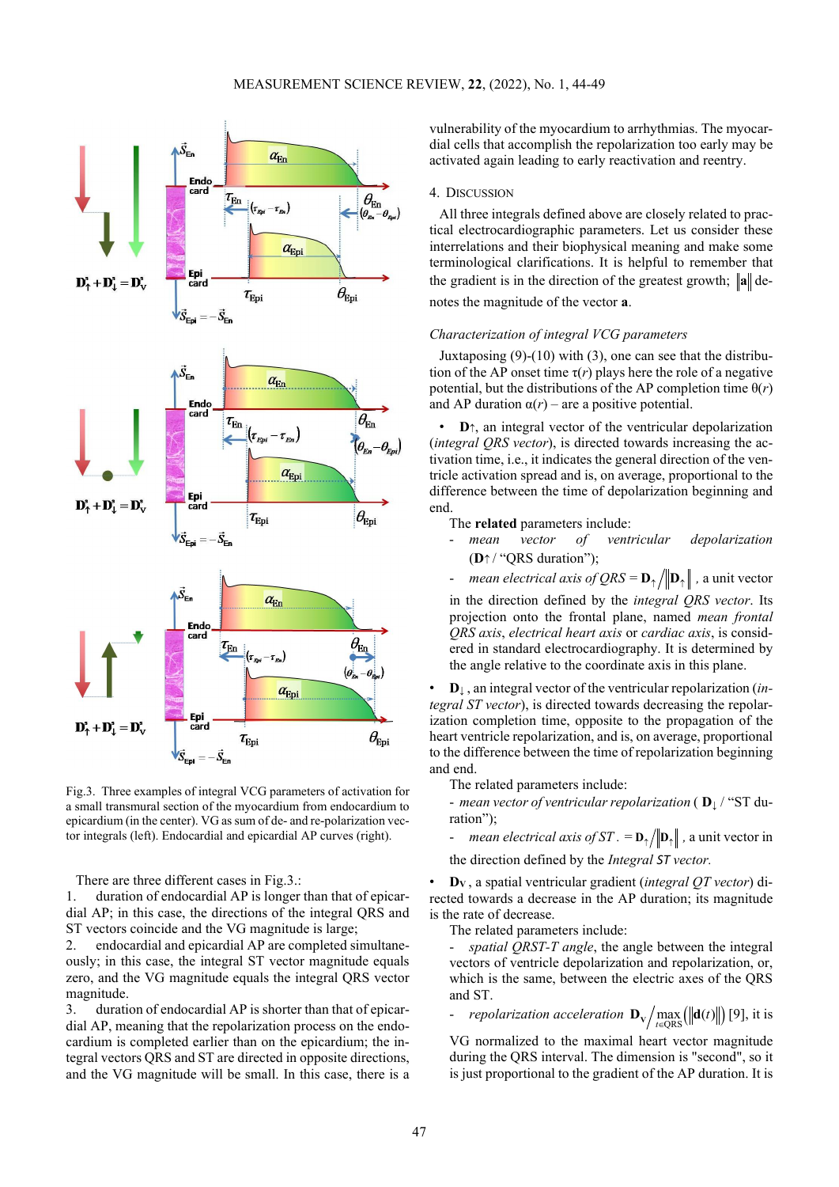Fig.3. Three examples of integral VCG parameters of activation for a small transmural section of the myocardium from endocardium to epicardium (in the center). VG as sum of de- and re-polarization vector integrals (left). Endocardial and epicardial AP curves (right).

There are three different cases in Fig.3.:

1. duration of endocardial AP is longer than that of epicardial AP; in this case, the directions of the integral QRS and ST vectors coincide and the VG magnitude is large;
2. endocardial and epicardial AP are completed simultaneously; in this case, the integral ST vector magnitude equals zero, and the VG magnitude equals the integral QRS vector magnitude.
3. duration of endocardial AP is shorter than that of epicardial AP, meaning that the repolarization process on the endocardium is completed earlier than on the epicardium; the integral vectors QRS and ST are directed in opposite directions, and the VG magnitude will be small. In this case, there is a vulnerability of the myocardium to arrhythmias. The myocardial cells that accomplish the repolarization too early may be activated again leading to early reactivation and reentry.

## 4. Discussion

All three integrals defined above are closely related to practical electrocardiographic parameters. Let us consider these interrelations and their biophysical meaning and make some terminological clarifications. It is helpful to remember that the gradient is in the direction of the greatest growth; $\|\mathbf{a}\|$ denotes the magnitude of the vector **a**.

### *Characterization of integral VCG parameters*

Juxtaposing (9)-(10) with (3), one can see that the distribution of the AP onset time $\tau(r)$ plays here the role of a negative potential, but the distributions of the AP completion time $\theta(r)$ and AP duration $\alpha(r)$ – are a positive potential.

- $\mathbf{D}_{\uparrow}$, an integral vector of the ventricular depolarization (*integral QRS vector*), is directed towards increasing the activation time, i.e., it indicates the general direction of the ventricle activation spread and is, on average, proportional to the difference between the time of depolarization beginning and end.

  The **related** parameters include:
  - *mean vector of ventricular depolarization* ($\mathbf{D}_{\uparrow}$ / "QRS duration");
  - *mean electrical axis of QRS* = $\mathbf{D}_{\uparrow}/\|\mathbf{D}_{\uparrow}\|$ , a unit vector in the direction defined by the *integral QRS vector*. Its projection onto the frontal plane, named *mean frontal QRS axis*, *electrical heart axis* or *cardiac axis*, is considered in standard electrocardiography. It is determined by the angle relative to the coordinate axis in this plane.

- $\mathbf{D}_{\downarrow}$ , an integral vector of the ventricular repolarization (*integral ST vector*), is directed towards decreasing the repolarization completion time, opposite to the propagation of the heart ventricle repolarization, and is, on average, proportional to the difference between the time of repolarization beginning and end.

  The related parameters include:
  - *mean vector of ventricular repolarization* ( $\mathbf{D}_{\downarrow}$ / "ST duration");
  - *mean electrical axis of ST* . $= \mathbf{D}_{\uparrow}/\|\mathbf{D}_{\uparrow}\|$ , a unit vector in the direction defined by the *Integral ST vector.*

- $\mathbf{D}_{\mathrm{V}}$ , a spatial ventricular gradient (*integral QT vector*) directed towards a decrease in the AP duration; its magnitude is the rate of decrease.

  The related parameters include:
  - *spatial QRST-T angle*, the angle between the integral vectors of ventricle depolarization and repolarization, or, which is the same, between the electric axes of the QRS and ST.
  - *repolarization acceleration* $\mathbf{D}_{\mathrm{V}}\Big/\max\limits_{t\in\mathrm{QRS}}\left(\|\mathbf{d}(t)\|\right)$ [9], it is VG normalized to the maximal heart vector magnitude during the QRS interval. The dimension is "second", so it is just proportional to the gradient of the AP duration. It is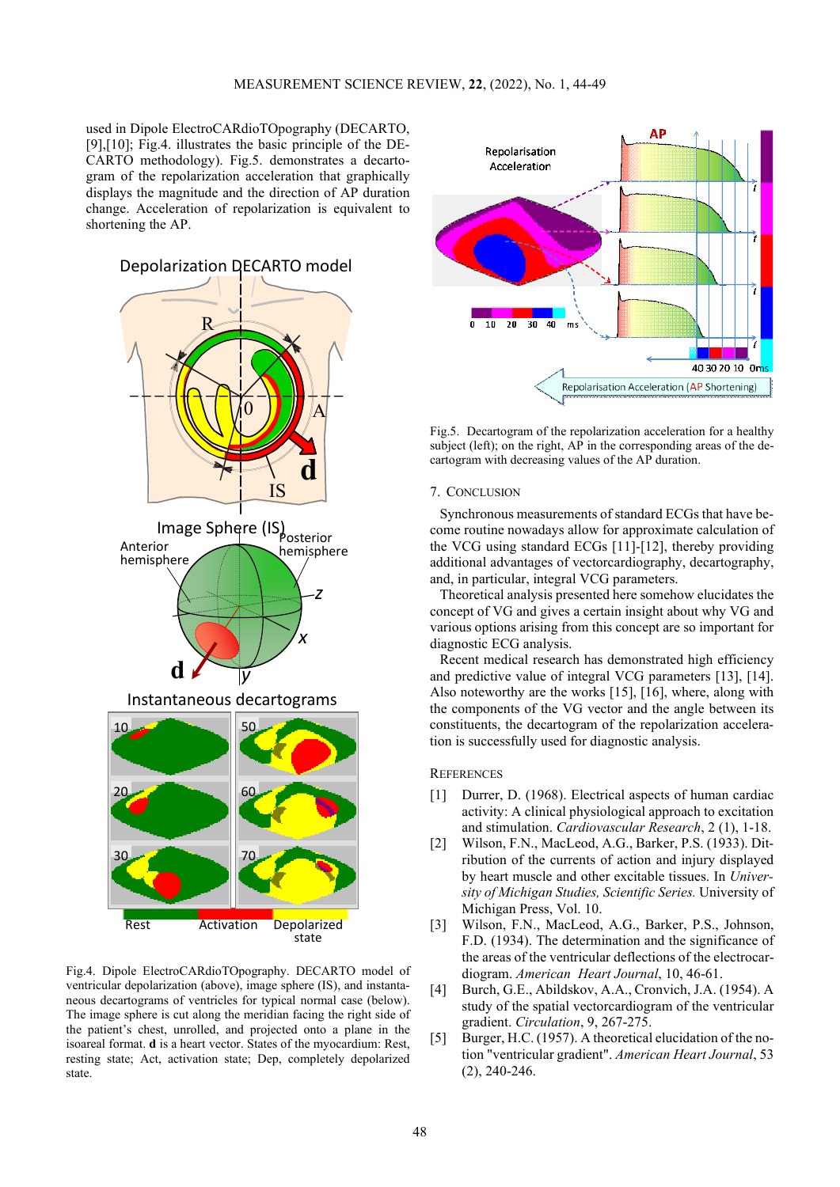used in Dipole ElectroCARdioTOpography (DECARTO, [9],[10]; Fig.4. illustrates the basic principle of the DECARTO methodology). Fig.5. demonstrates a decartogram of the repolarization acceleration that graphically displays the magnitude and the direction of AP duration change. Acceleration of repolarization is equivalent to shortening the AP.

Fig.4. Dipole ElectroCARdioTOpography. DECARTO model of ventricular depolarization (above), image sphere (IS), and instantaneous decartograms of ventricles for typical normal case (below). The image sphere is cut along the meridian facing the right side of the patient's chest, unrolled, and projected onto a plane in the isoareal format. **d** is a heart vector. States of the myocardium: Rest, resting state; Act, activation state; Dep, completely depolarized state.

Fig.5. Decartogram of the repolarization acceleration for a healthy subject (left); on the right, AP in the corresponding areas of the decartogram with decreasing values of the AP duration.

## 7. Conclusion

Synchronous measurements of standard ECGs that have become routine nowadays allow for approximate calculation of the VCG using standard ECGs [11]-[12], thereby providing additional advantages of vectorcardiography, decartography, and, in particular, integral VCG parameters.

Theoretical analysis presented here somehow elucidates the concept of VG and gives a certain insight about why VG and various options arising from this concept are so important for diagnostic ECG analysis.

Recent medical research has demonstrated high efficiency and predictive value of integral VCG parameters [13], [14]. Also noteworthy are the works [15], [16], where, along with the components of the VG vector and the angle between its constituents, the decartogram of the repolarization acceleration is successfully used for diagnostic analysis.

## References

[1] Durrer, D. (1968). Electrical aspects of human cardiac activity: A clinical physiological approach to excitation and stimulation. *Cardiovascular Research*, 2 (1), 1-18.

[2] Wilson, F.N., MacLeod, A.G., Barker, P.S. (1933). Distribution of the currents of action and injury displayed by heart muscle and other excitable tissues. In *University of Michigan Studies, Scientific Series.* University of Michigan Press, Vol. 10.

[3] Wilson, F.N., MacLeod, A.G., Barker, P.S., Johnson, F.D. (1934). The determination and the significance of the areas of the ventricular deflections of the electrocardiogram. *American Heart Journal*, 10, 46-61.

[4] Burch, G.E., Abildskov, A.A., Cronvich, J.A. (1954). A study of the spatial vectorcardiogram of the ventricular gradient. *Circulation*, 9, 267-275.

[5] Burger, H.C. (1957). A theoretical elucidation of the notion "ventricular gradient". *American Heart Journal*, 53 (2), 240-246.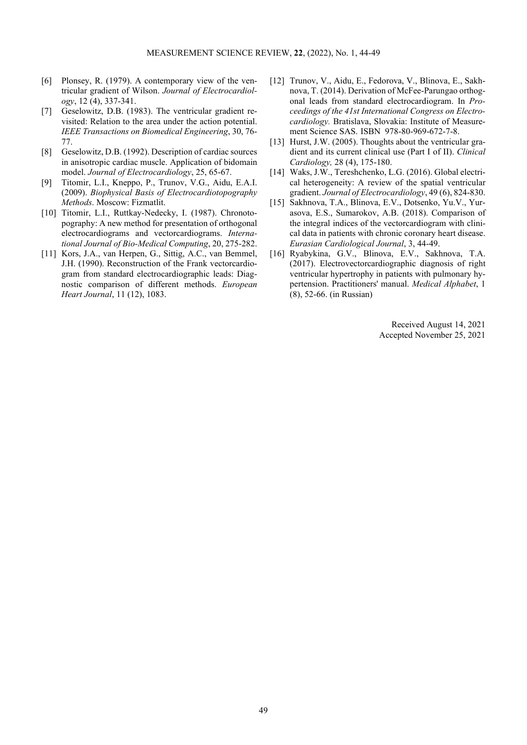[6] Plonsey, R. (1979). A contemporary view of the ventricular gradient of Wilson. *Journal of Electrocardiology*, 12 (4), 337-341.

[7] Geselowitz, D.B. (1983). The ventricular gradient revisited: Relation to the area under the action potential. *IEEE Transactions on Biomedical Engineering*, 30, 76-77.

[8] Geselowitz, D.B. (1992). Description of cardiac sources in anisotropic cardiac muscle. Application of bidomain model. *Journal of Electrocardiology*, 25, 65-67.

[9] Titomir, L.I., Kneppo, P., Trunov, V.G., Aidu, E.A.I. (2009). *Biophysical Basis of Electrocardiotopography Methods*. Moscow: Fizmatlit.

[10] Titomir, L.I., Ruttkay-Nedecky, I. (1987). Chronotopography: A new method for presentation of orthogonal electrocardiograms and vectorcardiograms. *International Journal of Bio-Medical Computing*, 20, 275-282.

[11] Kors, J.A., van Herpen, G., Sittig, A.C., van Bemmel, J.H. (1990). Reconstruction of the Frank vectorcardiogram from standard electrocardiographic leads: Diagnostic comparison of different methods. *European Heart Journal*, 11 (12), 1083.

[12] Trunov, V., Aidu, E., Fedorova, V., Blinova, E., Sakhnova, T. (2014). Derivation of McFee-Parungao orthogonal leads from standard electrocardiogram. In *Proceedings of the 41st International Congress on Electrocardiology.* Bratislava, Slovakia: Institute of Measurement Science SAS. ISBN 978-80-969-672-7-8.

[13] Hurst, J.W. (2005). Thoughts about the ventricular gradient and its current clinical use (Part I of II). *Clinical Cardiology,* 28 (4), 175-180.

[14] Waks, J.W., Tereshchenko, L.G. (2016). Global electrical heterogeneity: A review of the spatial ventricular gradient. *Journal of Electrocardiology*, 49 (6), 824-830.

[15] Sakhnova, T.A., Blinova, E.V., Dotsenko, Yu.V., Yurasova, E.S., Sumarokov, A.B. (2018). Comparison of the integral indices of the vectorcardiogram with clinical data in patients with chronic coronary heart disease. *Eurasian Cardiological Journal*, 3, 44-49.

[16] Ryabykina, G.V., Blinova, E.V., Sakhnova, T.A. (2017). Electrovectorcardiographic diagnosis of right ventricular hypertrophy in patients with pulmonary hypertension. Practitioners' manual. *Medical Alphabet*, 1 (8), 52-66. (in Russian)

Received August 14, 2021
Accepted November 25, 2021